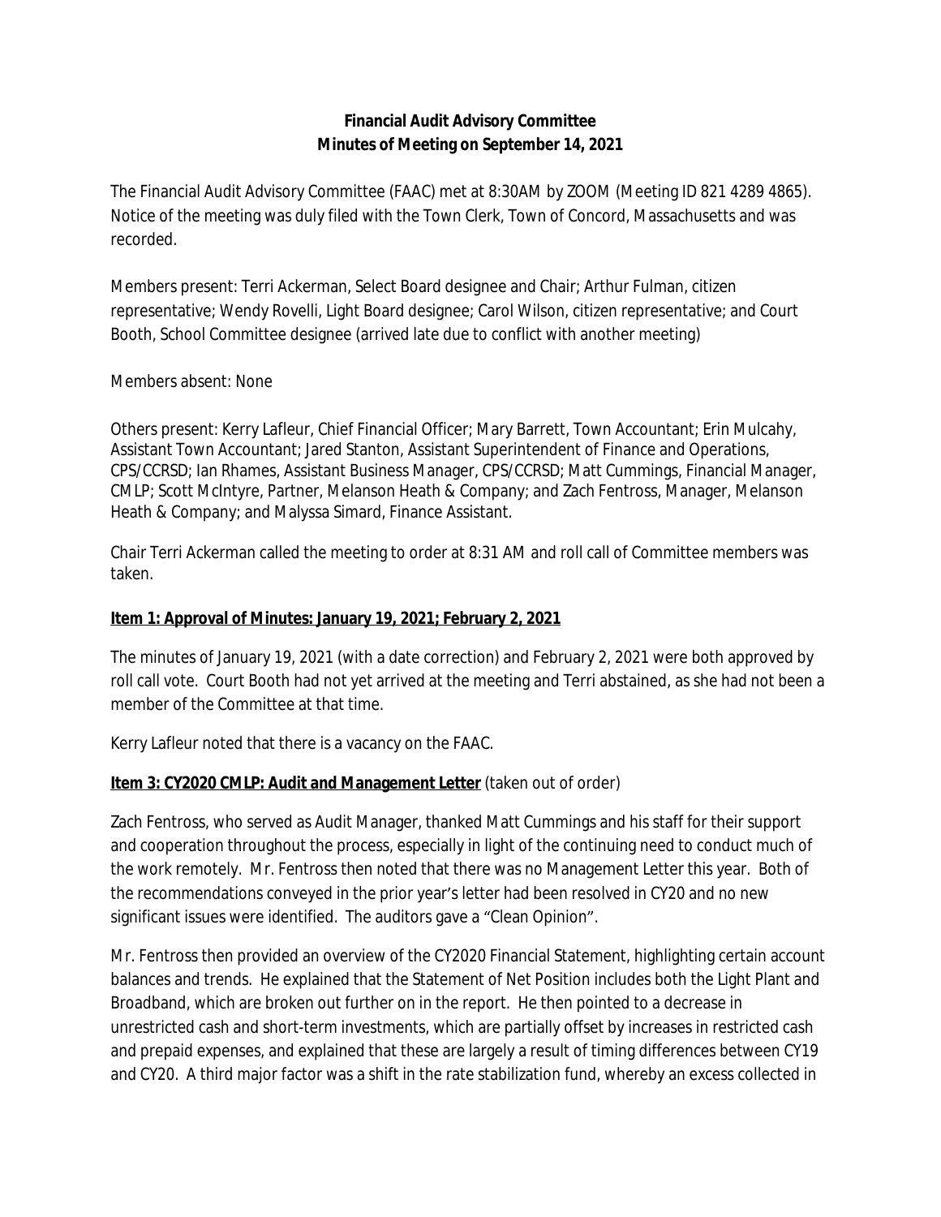**Financial Audit Advisory Committee**
**Minutes of Meeting on September 14, 2021**

The Financial Audit Advisory Committee (FAAC) met at 8:30AM by ZOOM (Meeting ID 821 4289 4865). Notice of the meeting was duly filed with the Town Clerk, Town of Concord, Massachusetts and was recorded.

Members present: Terri Ackerman, Select Board designee and Chair; Arthur Fulman, citizen representative; Wendy Rovelli, Light Board designee; Carol Wilson, citizen representative; and Court Booth, School Committee designee (arrived late due to conflict with another meeting)

Members absent: None

Others present: Kerry Lafleur, Chief Financial Officer; Mary Barrett, Town Accountant; Erin Mulcahy, Assistant Town Accountant; Jared Stanton, Assistant Superintendent of Finance and Operations, CPS/CCRSD; Ian Rhames, Assistant Business Manager, CPS/CCRSD; Matt Cummings, Financial Manager, CMLP; Scott McIntyre, Partner, Melanson Heath & Company; and Zach Fentross, Manager, Melanson Heath & Company; and Malyssa Simard, Finance Assistant.

Chair Terri Ackerman called the meeting to order at 8:31 AM and roll call of Committee members was taken.

**Item 1: Approval of Minutes: January 19, 2021; February 2, 2021**

The minutes of January 19, 2021 (with a date correction) and February 2, 2021 were both approved by roll call vote. Court Booth had not yet arrived at the meeting and Terri abstained, as she had not been a member of the Committee at that time.

Kerry Lafleur noted that there is a vacancy on the FAAC.

**Item 3: CY2020 CMLP: Audit and Management Letter** (taken out of order)

Zach Fentross, who served as Audit Manager, thanked Matt Cummings and his staff for their support and cooperation throughout the process, especially in light of the continuing need to conduct much of the work remotely. Mr. Fentross then noted that there was no Management Letter this year. Both of the recommendations conveyed in the prior year's letter had been resolved in CY20 and no new significant issues were identified. The auditors gave a "Clean Opinion".

Mr. Fentross then provided an overview of the CY2020 Financial Statement, highlighting certain account balances and trends. He explained that the Statement of Net Position includes both the Light Plant and Broadband, which are broken out further on in the report. He then pointed to a decrease in unrestricted cash and short-term investments, which are partially offset by increases in restricted cash and prepaid expenses, and explained that these are largely a result of timing differences between CY19 and CY20. A third major factor was a shift in the rate stabilization fund, whereby an excess collected in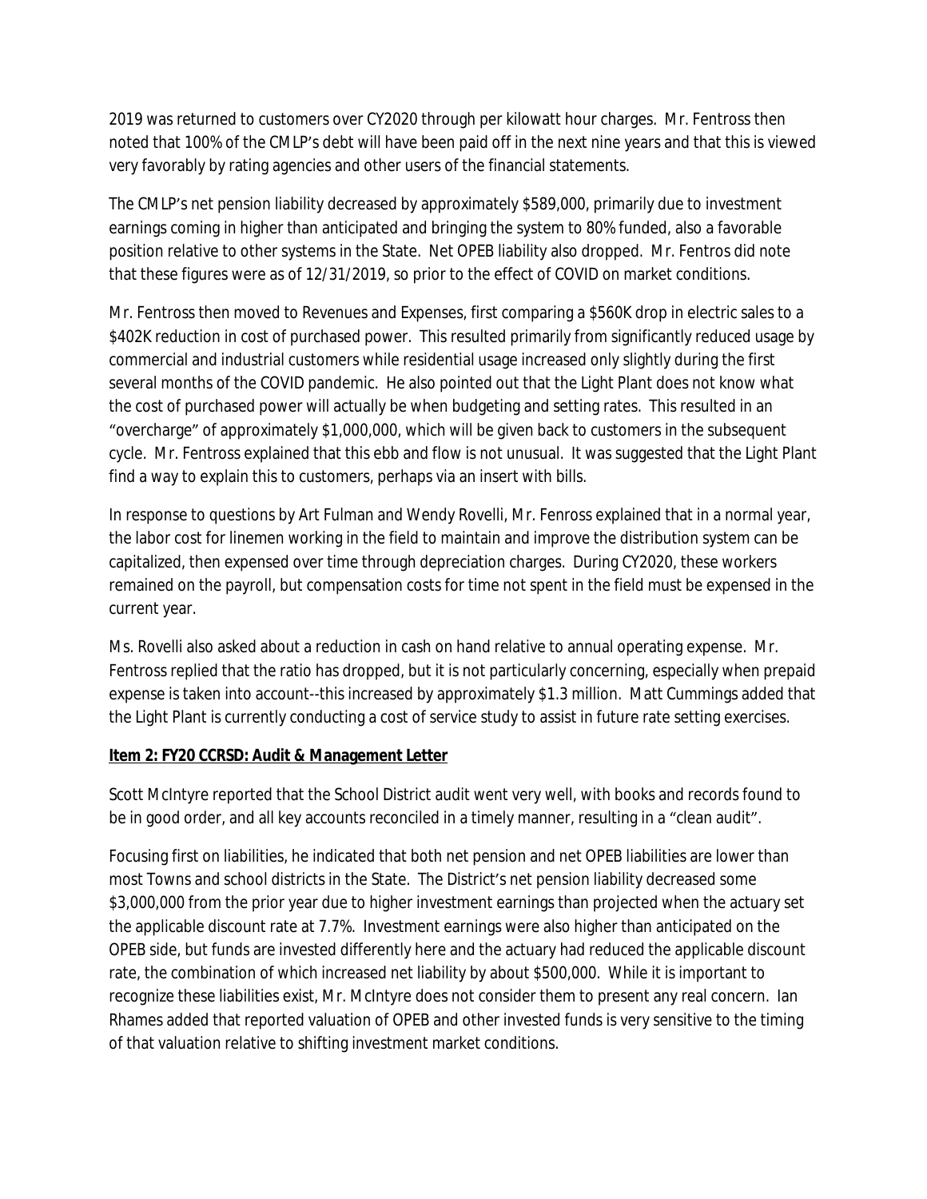2019 was returned to customers over CY2020 through per kilowatt hour charges. Mr. Fentross then noted that 100% of the CMLP's debt will have been paid off in the next nine years and that this is viewed very favorably by rating agencies and other users of the financial statements.

The CMLP's net pension liability decreased by approximately $589,000, primarily due to investment earnings coming in higher than anticipated and bringing the system to 80% funded, also a favorable position relative to other systems in the State. Net OPEB liability also dropped. Mr. Fentros did note that these figures were as of 12/31/2019, so prior to the effect of COVID on market conditions.

Mr. Fentross then moved to Revenues and Expenses, first comparing a $560K drop in electric sales to a $402K reduction in cost of purchased power. This resulted primarily from significantly reduced usage by commercial and industrial customers while residential usage increased only slightly during the first several months of the COVID pandemic. He also pointed out that the Light Plant does not know what the cost of purchased power will actually be when budgeting and setting rates. This resulted in an "overcharge" of approximately $1,000,000, which will be given back to customers in the subsequent cycle. Mr. Fentross explained that this ebb and flow is not unusual. It was suggested that the Light Plant find a way to explain this to customers, perhaps via an insert with bills.

In response to questions by Art Fulman and Wendy Rovelli, Mr. Fenross explained that in a normal year, the labor cost for linemen working in the field to maintain and improve the distribution system can be capitalized, then expensed over time through depreciation charges. During CY2020, these workers remained on the payroll, but compensation costs for time not spent in the field must be expensed in the current year.

Ms. Rovelli also asked about a reduction in cash on hand relative to annual operating expense. Mr. Fentross replied that the ratio has dropped, but it is not particularly concerning, especially when prepaid expense is taken into account--this increased by approximately $1.3 million. Matt Cummings added that the Light Plant is currently conducting a cost of service study to assist in future rate setting exercises.

**Item 2: FY20 CCRSD: Audit & Management Letter**

Scott McIntyre reported that the School District audit went very well, with books and records found to be in good order, and all key accounts reconciled in a timely manner, resulting in a "clean audit".

Focusing first on liabilities, he indicated that both net pension and net OPEB liabilities are lower than most Towns and school districts in the State. The District's net pension liability decreased some $3,000,000 from the prior year due to higher investment earnings than projected when the actuary set the applicable discount rate at 7.7%. Investment earnings were also higher than anticipated on the OPEB side, but funds are invested differently here and the actuary had reduced the applicable discount rate, the combination of which increased net liability by about $500,000. While it is important to recognize these liabilities exist, Mr. McIntyre does not consider them to present any real concern. Ian Rhames added that reported valuation of OPEB and other invested funds is very sensitive to the timing of that valuation relative to shifting investment market conditions.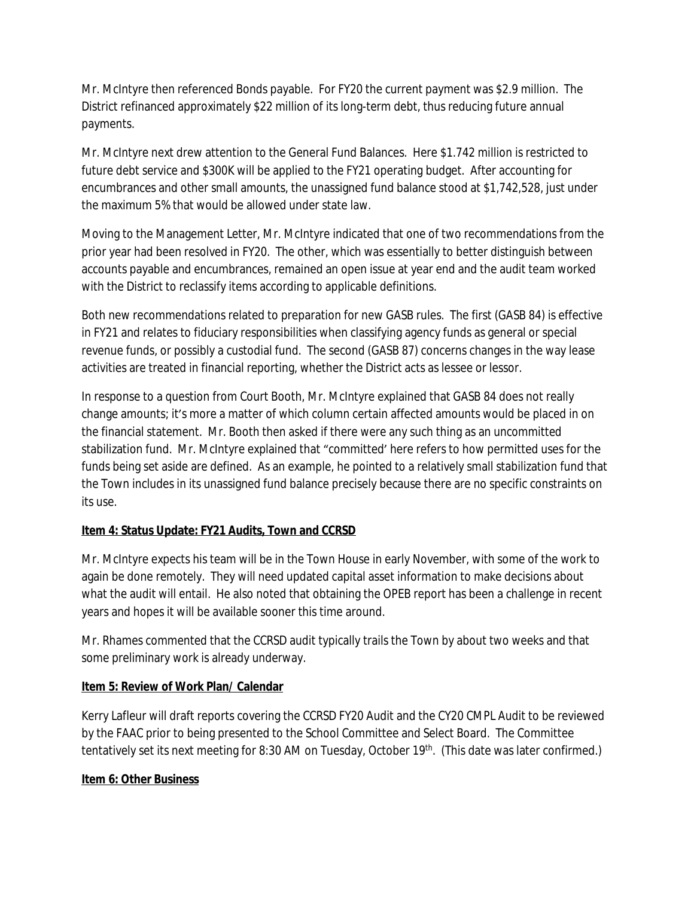Mr. McIntyre then referenced Bonds payable. For FY20 the current payment was $2.9 million. The District refinanced approximately $22 million of its long-term debt, thus reducing future annual payments.

Mr. McIntyre next drew attention to the General Fund Balances. Here $1.742 million is restricted to future debt service and $300K will be applied to the FY21 operating budget. After accounting for encumbrances and other small amounts, the unassigned fund balance stood at $1,742,528, just under the maximum 5% that would be allowed under state law.

Moving to the Management Letter, Mr. McIntyre indicated that one of two recommendations from the prior year had been resolved in FY20. The other, which was essentially to better distinguish between accounts payable and encumbrances, remained an open issue at year end and the audit team worked with the District to reclassify items according to applicable definitions.

Both new recommendations related to preparation for new GASB rules. The first (GASB 84) is effective in FY21 and relates to fiduciary responsibilities when classifying agency funds as general or special revenue funds, or possibly a custodial fund. The second (GASB 87) concerns changes in the way lease activities are treated in financial reporting, whether the District acts as lessee or lessor.

In response to a question from Court Booth, Mr. McIntyre explained that GASB 84 does not really change amounts; it's more a matter of which column certain affected amounts would be placed in on the financial statement. Mr. Booth then asked if there were any such thing as an uncommitted stabilization fund. Mr. McIntyre explained that "committed' here refers to how permitted uses for the funds being set aside are defined. As an example, he pointed to a relatively small stabilization fund that the Town includes in its unassigned fund balance precisely because there are no specific constraints on its use.

**Item 4: Status Update: FY21 Audits, Town and CCRSD**

Mr. McIntyre expects his team will be in the Town House in early November, with some of the work to again be done remotely. They will need updated capital asset information to make decisions about what the audit will entail. He also noted that obtaining the OPEB report has been a challenge in recent years and hopes it will be available sooner this time around.

Mr. Rhames commented that the CCRSD audit typically trails the Town by about two weeks and that some preliminary work is already underway.

**Item 5: Review of Work Plan/ Calendar**

Kerry Lafleur will draft reports covering the CCRSD FY20 Audit and the CY20 CMPL Audit to be reviewed by the FAAC prior to being presented to the School Committee and Select Board. The Committee tentatively set its next meeting for 8:30 AM on Tuesday, October 19th. (This date was later confirmed.)

**Item 6: Other Business**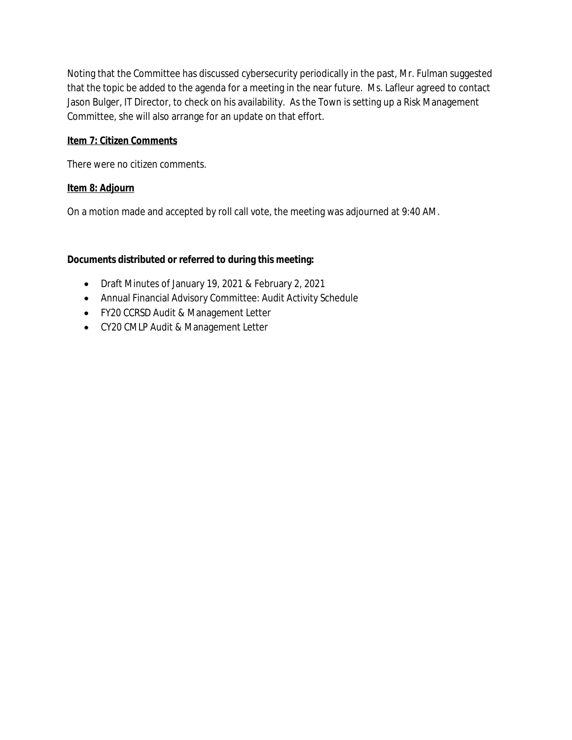Noting that the Committee has discussed cybersecurity periodically in the past, Mr. Fulman suggested that the topic be added to the agenda for a meeting in the near future. Ms. Lafleur agreed to contact Jason Bulger, IT Director, to check on his availability. As the Town is setting up a Risk Management Committee, she will also arrange for an update on that effort.

**Item 7: Citizen Comments**

There were no citizen comments.

**Item 8: Adjourn**

On a motion made and accepted by roll call vote, the meeting was adjourned at 9:40 AM.

**Documents distributed or referred to during this meeting:**

- Draft Minutes of January 19, 2021 & February 2, 2021
- Annual Financial Advisory Committee: Audit Activity Schedule
- FY20 CCRSD Audit & Management Letter
- CY20 CMLP Audit & Management Letter